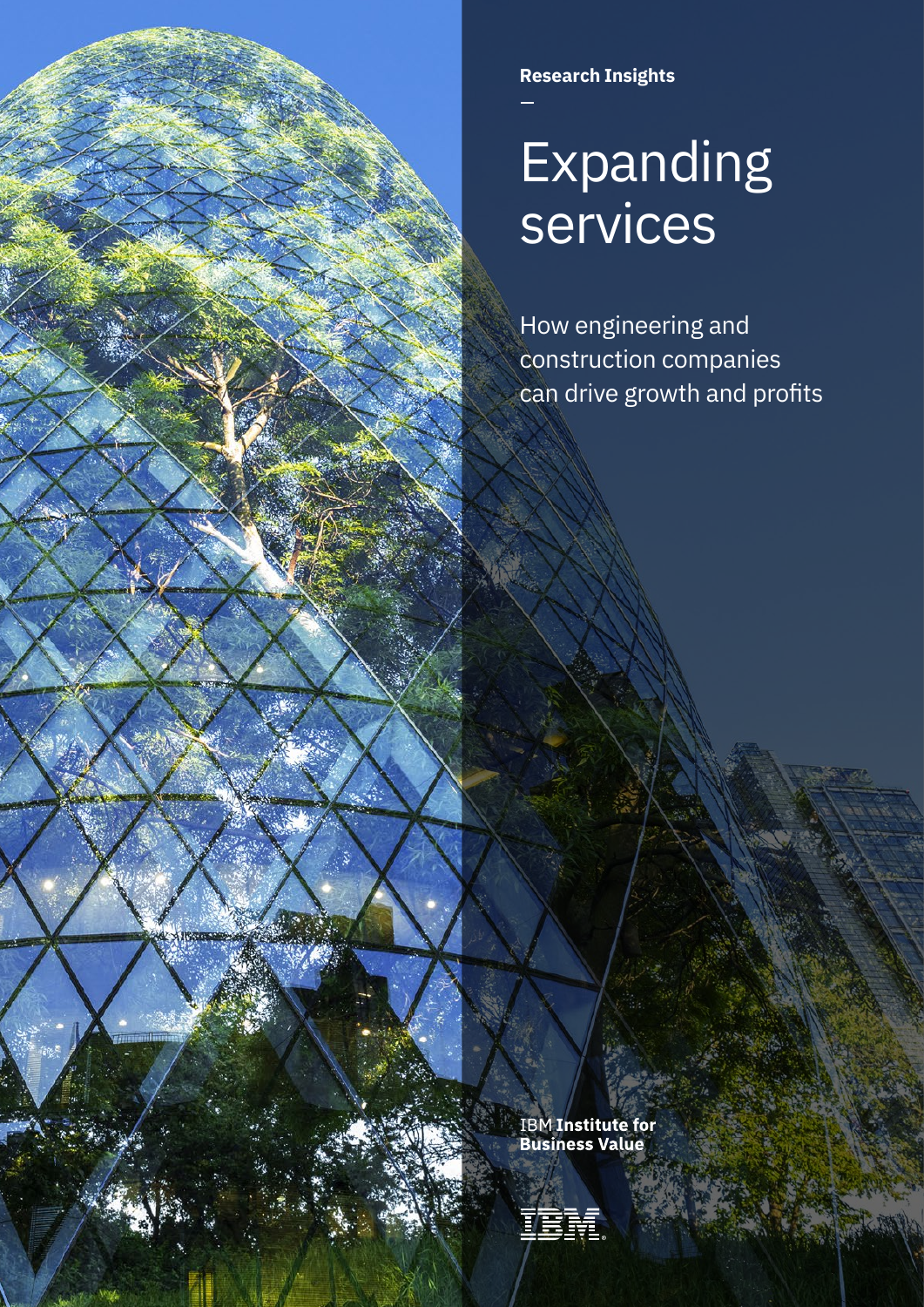**Research Insights**

# Expanding services

How engineering and construction companies can drive growth and profits

IBM **Institute for Business Value**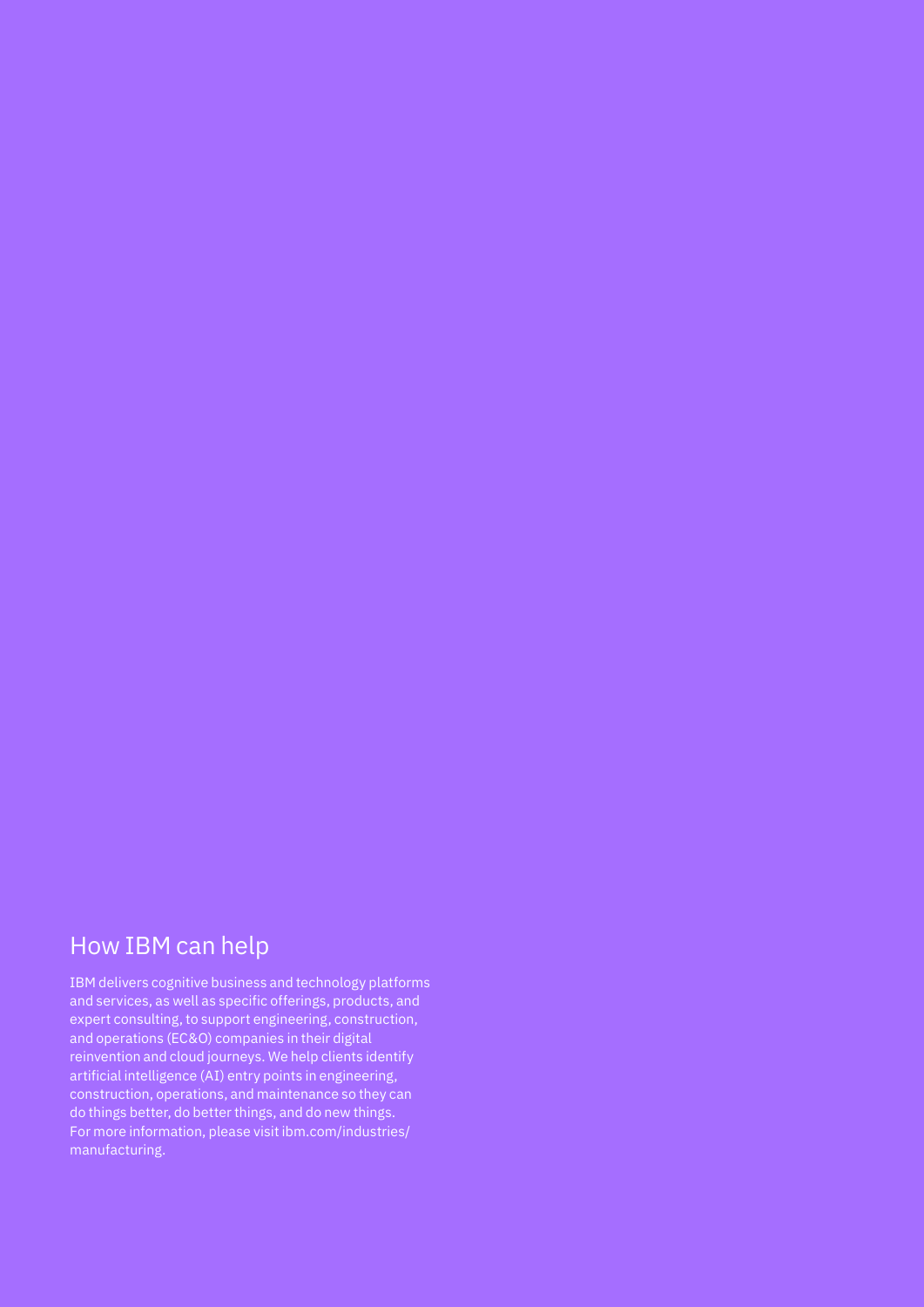## How IBM can help

IBM delivers cognitive business and technology platforms and services, as well as specific offerings, products, and expert consulting, to support engineering, construction, and operations (EC&O) companies in their digital reinvention and cloud journeys. We help clients identify artificial intelligence (AI) entry points in engineering, construction, operations, and maintenance so they can do things better, do better things, and do new things. For more information, please visit ibm.com/industries/manufacturing.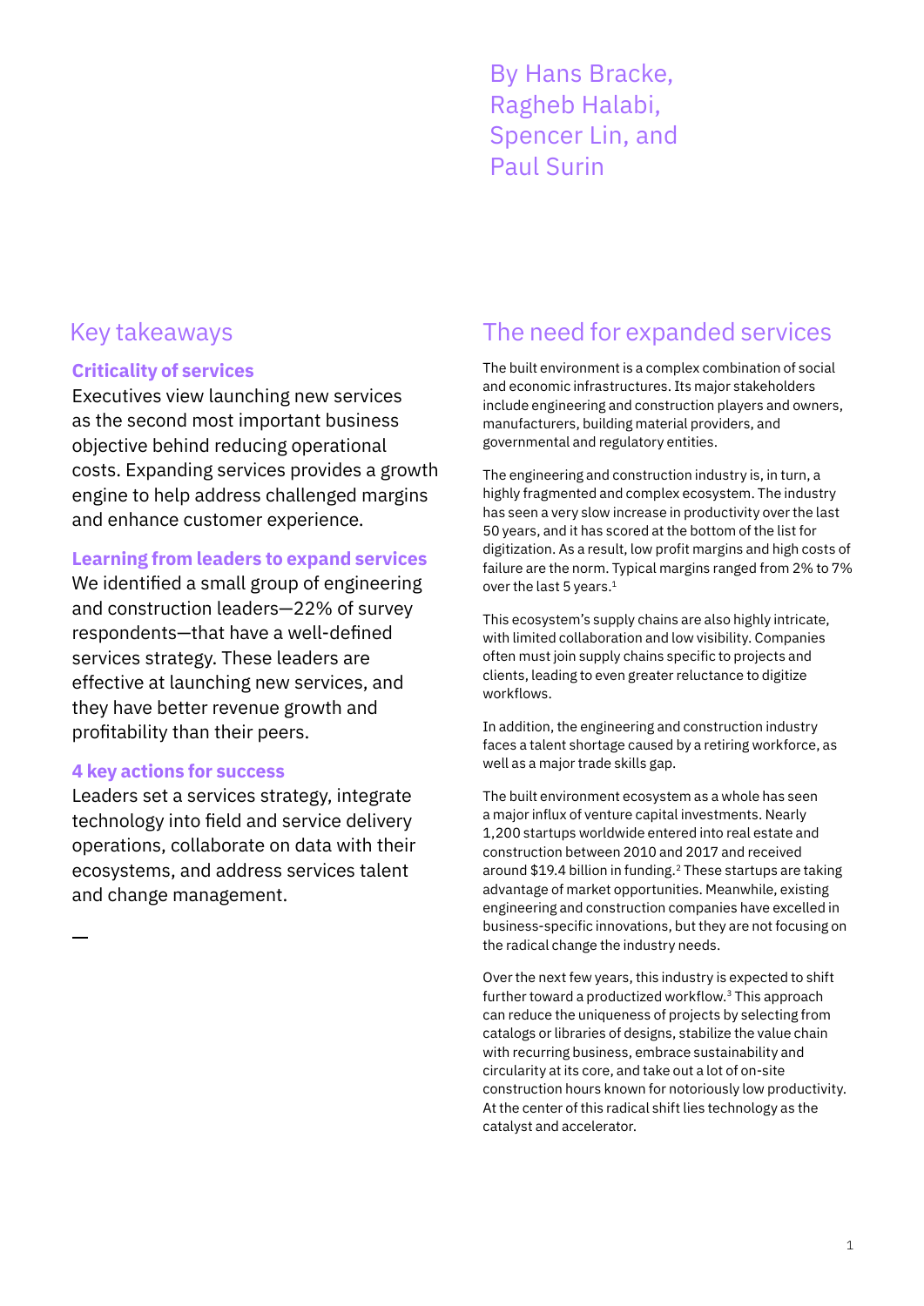By Hans Bracke, Ragheb Halabi, Spencer Lin, and Paul Surin

## Key takeaways

### Criticality of services

Executives view launching new services as the second most important business objective behind reducing operational costs. Expanding services provides a growth engine to help address challenged margins and enhance customer experience.

### Learning from leaders to expand services

We identified a small group of engineering and construction leaders—22% of survey respondents—that have a well-defined services strategy. These leaders are effective at launching new services, and they have better revenue growth and profitability than their peers.

### 4 key actions for success

Leaders set a services strategy, integrate technology into field and service delivery operations, collaborate on data with their ecosystems, and address services talent and change management.

—

## The need for expanded services

The built environment is a complex combination of social and economic infrastructures. Its major stakeholders include engineering and construction players and owners, manufacturers, building material providers, and governmental and regulatory entities.

The engineering and construction industry is, in turn, a highly fragmented and complex ecosystem. The industry has seen a very slow increase in productivity over the last 50 years, and it has scored at the bottom of the list for digitization. As a result, low profit margins and high costs of failure are the norm. Typical margins ranged from 2% to 7% over the last 5 years.[1]

This ecosystem's supply chains are also highly intricate, with limited collaboration and low visibility. Companies often must join supply chains specific to projects and clients, leading to even greater reluctance to digitize workflows.

In addition, the engineering and construction industry faces a talent shortage caused by a retiring workforce, as well as a major trade skills gap.

The built environment ecosystem as a whole has seen a major influx of venture capital investments. Nearly 1,200 startups worldwide entered into real estate and construction between 2010 and 2017 and received around $19.4 billion in funding.[2] These startups are taking advantage of market opportunities. Meanwhile, existing engineering and construction companies have excelled in business-specific innovations, but they are not focusing on the radical change the industry needs.

Over the next few years, this industry is expected to shift further toward a productized workflow.[3] This approach can reduce the uniqueness of projects by selecting from catalogs or libraries of designs, stabilize the value chain with recurring business, embrace sustainability and circularity at its core, and take out a lot of on-site construction hours known for notoriously low productivity. At the center of this radical shift lies technology as the catalyst and accelerator.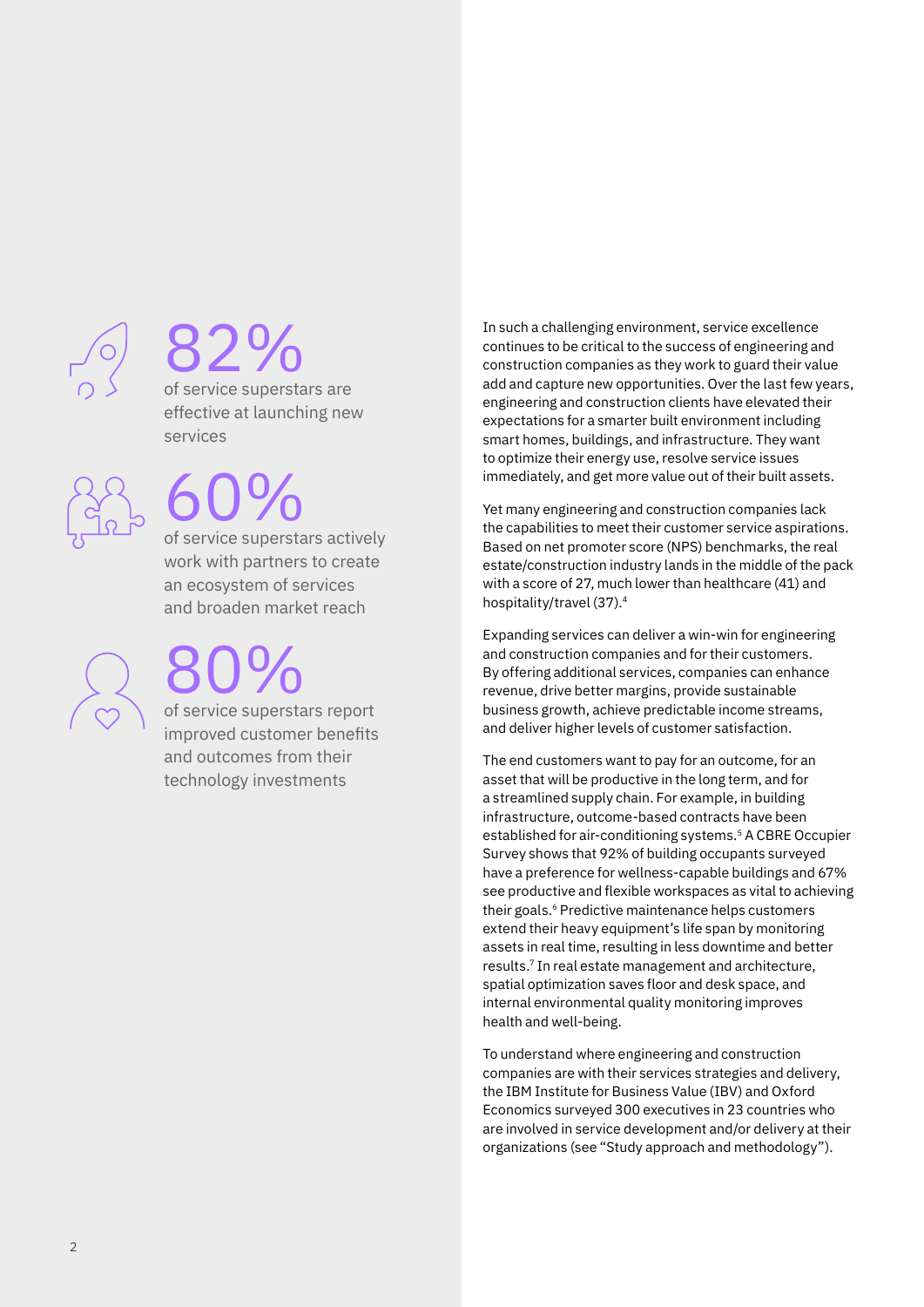82%

of service superstars are effective at launching new services

60%

of service superstars actively work with partners to create an ecosystem of services and broaden market reach

80%

of service superstars report improved customer benefits and outcomes from their technology investments

In such a challenging environment, service excellence continues to be critical to the success of engineering and construction companies as they work to guard their value add and capture new opportunities. Over the last few years, engineering and construction clients have elevated their expectations for a smarter built environment including smart homes, buildings, and infrastructure. They want to optimize their energy use, resolve service issues immediately, and get more value out of their built assets.

Yet many engineering and construction companies lack the capabilities to meet their customer service aspirations. Based on net promoter score (NPS) benchmarks, the real estate/construction industry lands in the middle of the pack with a score of 27, much lower than healthcare (41) and hospitality/travel (37).[4]

Expanding services can deliver a win-win for engineering and construction companies and for their customers. By offering additional services, companies can enhance revenue, drive better margins, provide sustainable business growth, achieve predictable income streams, and deliver higher levels of customer satisfaction.

The end customers want to pay for an outcome, for an asset that will be productive in the long term, and for a streamlined supply chain. For example, in building infrastructure, outcome-based contracts have been established for air-conditioning systems.[5] A CBRE Occupier Survey shows that 92% of building occupants surveyed have a preference for wellness-capable buildings and 67% see productive and flexible workspaces as vital to achieving their goals.[6] Predictive maintenance helps customers extend their heavy equipment's life span by monitoring assets in real time, resulting in less downtime and better results.[7] In real estate management and architecture, spatial optimization saves floor and desk space, and internal environmental quality monitoring improves health and well-being.

To understand where engineering and construction companies are with their services strategies and delivery, the IBM Institute for Business Value (IBV) and Oxford Economics surveyed 300 executives in 23 countries who are involved in service development and/or delivery at their organizations (see "Study approach and methodology").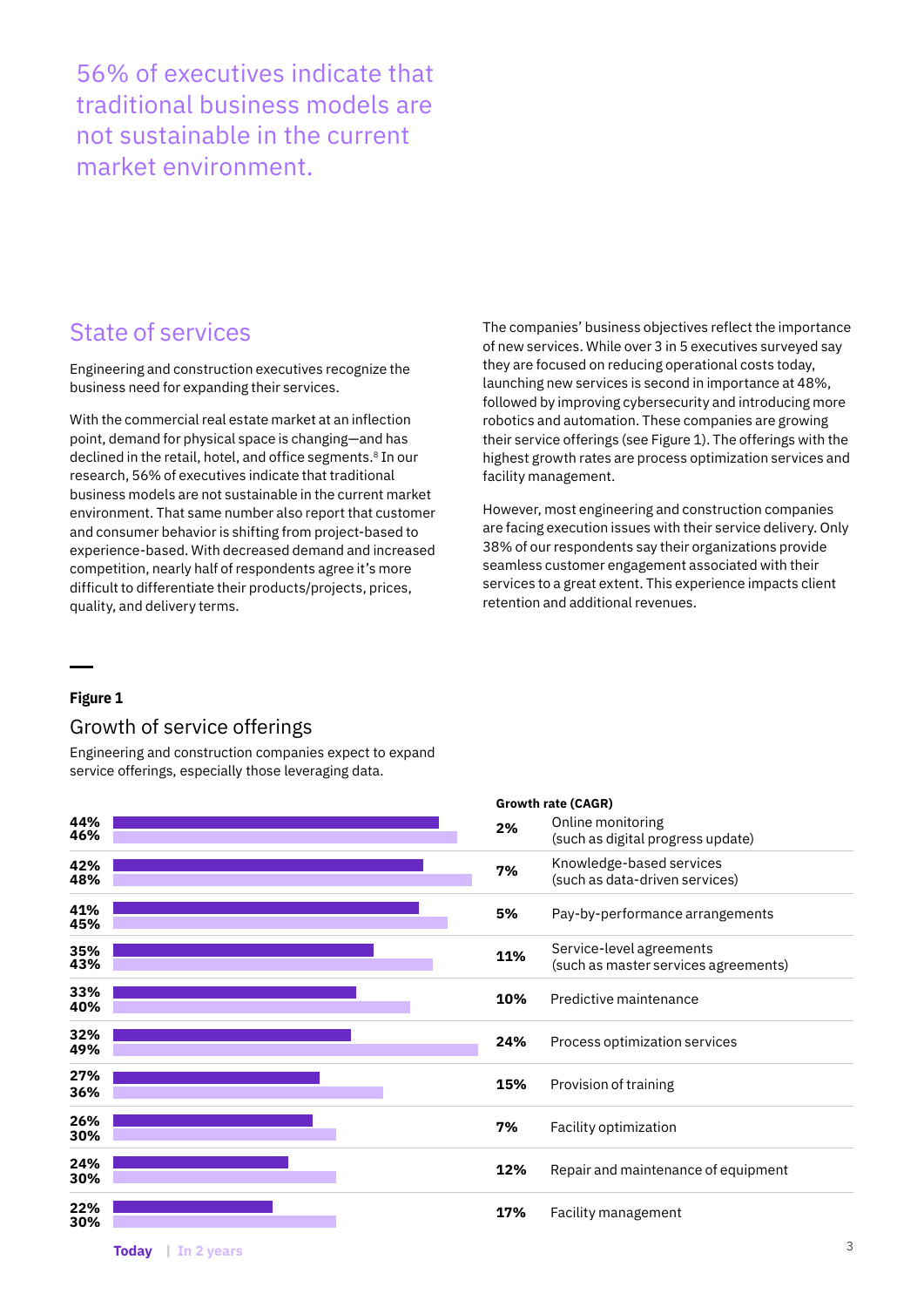56% of executives indicate that traditional business models are not sustainable in the current market environment.

## State of services

Engineering and construction executives recognize the business need for expanding their services.

With the commercial real estate market at an inflection point, demand for physical space is changing—and has declined in the retail, hotel, and office segments.[8] In our research, 56% of executives indicate that traditional business models are not sustainable in the current market environment. That same number also report that customer and consumer behavior is shifting from project-based to experience-based. With decreased demand and increased competition, nearly half of respondents agree it's more difficult to differentiate their products/projects, prices, quality, and delivery terms.

The companies' business objectives reflect the importance of new services. While over 3 in 5 executives surveyed say they are focused on reducing operational costs today, launching new services is second in importance at 48%, followed by improving cybersecurity and introducing more robotics and automation. These companies are growing their service offerings (see Figure 1). The offerings with the highest growth rates are process optimization services and facility management.

However, most engineering and construction companies are facing execution issues with their service delivery. Only 38% of our respondents say their organizations provide seamless customer engagement associated with their services to a great extent. This experience impacts client retention and additional revenues.

**Figure 1**

### Growth of service offerings

Engineering and construction companies expect to expand service offerings, especially those leveraging data.

| Today | In 2 years | Growth rate (CAGR) | Service offering |
|---|---|---|---|
| 44% | 46% | 2% | Online monitoring (such as digital progress update) |
| 42% | 48% | 7% | Knowledge-based services (such as data-driven services) |
| 41% | 45% | 5% | Pay-by-performance arrangements |
| 35% | 43% | 11% | Service-level agreements (such as master services agreements) |
| 33% | 40% | 10% | Predictive maintenance |
| 32% | 49% | 24% | Process optimization services |
| 27% | 36% | 15% | Provision of training |
| 26% | 30% | 7% | Facility optimization |
| 24% | 30% | 12% | Repair and maintenance of equipment |
| 22% | 30% | 17% | Facility management |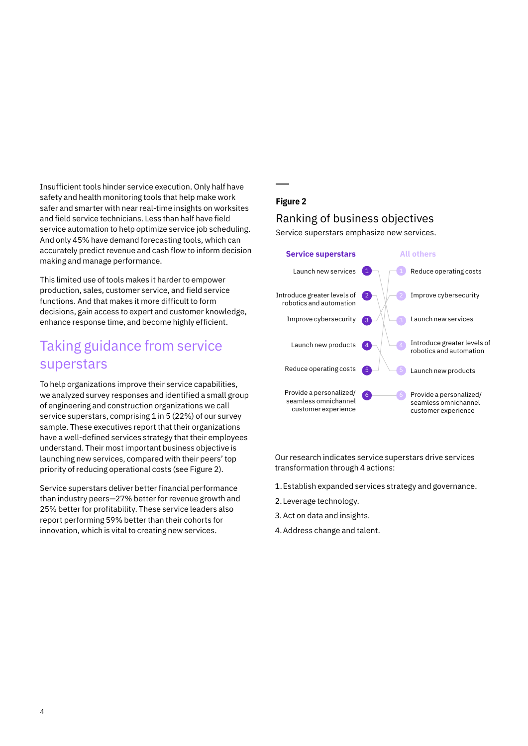Insufficient tools hinder service execution. Only half have safety and health monitoring tools that help make work safer and smarter with near real-time insights on worksites and field service technicians. Less than half have field service automation to help optimize service job scheduling. And only 45% have demand forecasting tools, which can accurately predict revenue and cash flow to inform decision making and manage performance.

This limited use of tools makes it harder to empower production, sales, customer service, and field service functions. And that makes it more difficult to form decisions, gain access to expert and customer knowledge, enhance response time, and become highly efficient.

## Taking guidance from service superstars

To help organizations improve their service capabilities, we analyzed survey responses and identified a small group of engineering and construction organizations we call service superstars, comprising 1 in 5 (22%) of our survey sample. These executives report that their organizations have a well-defined services strategy that their employees understand. Their most important business objective is launching new services, compared with their peers' top priority of reducing operational costs (see Figure 2).

Service superstars deliver better financial performance than industry peers—27% better for revenue growth and 25% better for profitability. These service leaders also report performing 59% better than their cohorts for innovation, which is vital to creating new services.

**Figure 2**

### Ranking of business objectives

Service superstars emphasize new services.

| Rank | Service superstars | All others |
|---|---|---|
| 1 | Launch new services | Reduce operating costs |
| 2 | Introduce greater levels of robotics and automation | Improve cybersecurity |
| 3 | Improve cybersecurity | Launch new services |
| 4 | Launch new products | Introduce greater levels of robotics and automation |
| 5 | Reduce operating costs | Launch new products |
| 6 | Provide a personalized/ seamless omnichannel customer experience | Provide a personalized/ seamless omnichannel customer experience |

Our research indicates service superstars drive services transformation through 4 actions:

1. Establish expanded services strategy and governance.
2. Leverage technology.
3. Act on data and insights.
4. Address change and talent.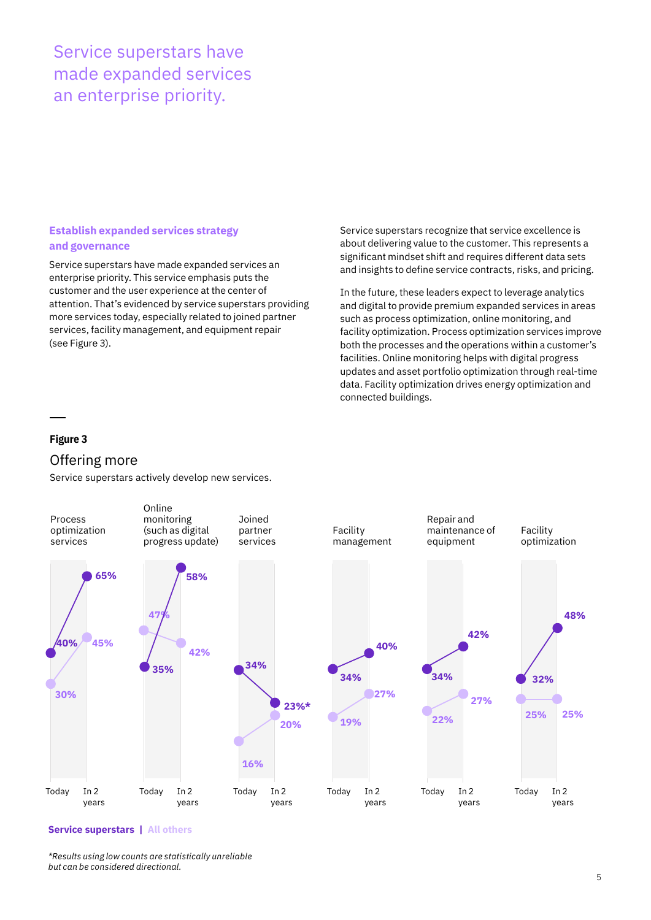# Service superstars have made expanded services an enterprise priority.

### Establish expanded services strategy and governance

Service superstars have made expanded services an enterprise priority. This service emphasis puts the customer and the user experience at the center of attention. That's evidenced by service superstars providing more services today, especially related to joined partner services, facility management, and equipment repair (see Figure 3).

Service superstars recognize that service excellence is about delivering value to the customer. This represents a significant mindset shift and requires different data sets and insights to define service contracts, risks, and pricing.

In the future, these leaders expect to leverage analytics and digital to provide premium expanded services in areas such as process optimization, online monitoring, and facility optimization. Process optimization services improve both the processes and the operations within a customer's facilities. Online monitoring helps with digital progress updates and asset portfolio optimization through real-time data. Facility optimization drives energy optimization and connected buildings.

**Figure 3**

## Offering more

Service superstars actively develop new services.

| | Service superstars – Today | Service superstars – In 2 years | All others – Today | All others – In 2 years |
|---|---|---|---|---|
| Process optimization services | 40% | 65% | 30% | 45% |
| Online monitoring (such as digital progress update) | 35% | 58% | 47% | 42% |
| Joined partner services | 34% | 23%* | 16% | 20% |
| Facility management | 34% | 40% | 19% | 27% |
| Repair and maintenance of equipment | 34% | 42% | 22% | 27% |
| Facility optimization | 32% | 48% | 25% | 25% |

**Service superstars** | All others

*\*Results using low counts are statistically unreliable but can be considered directional.*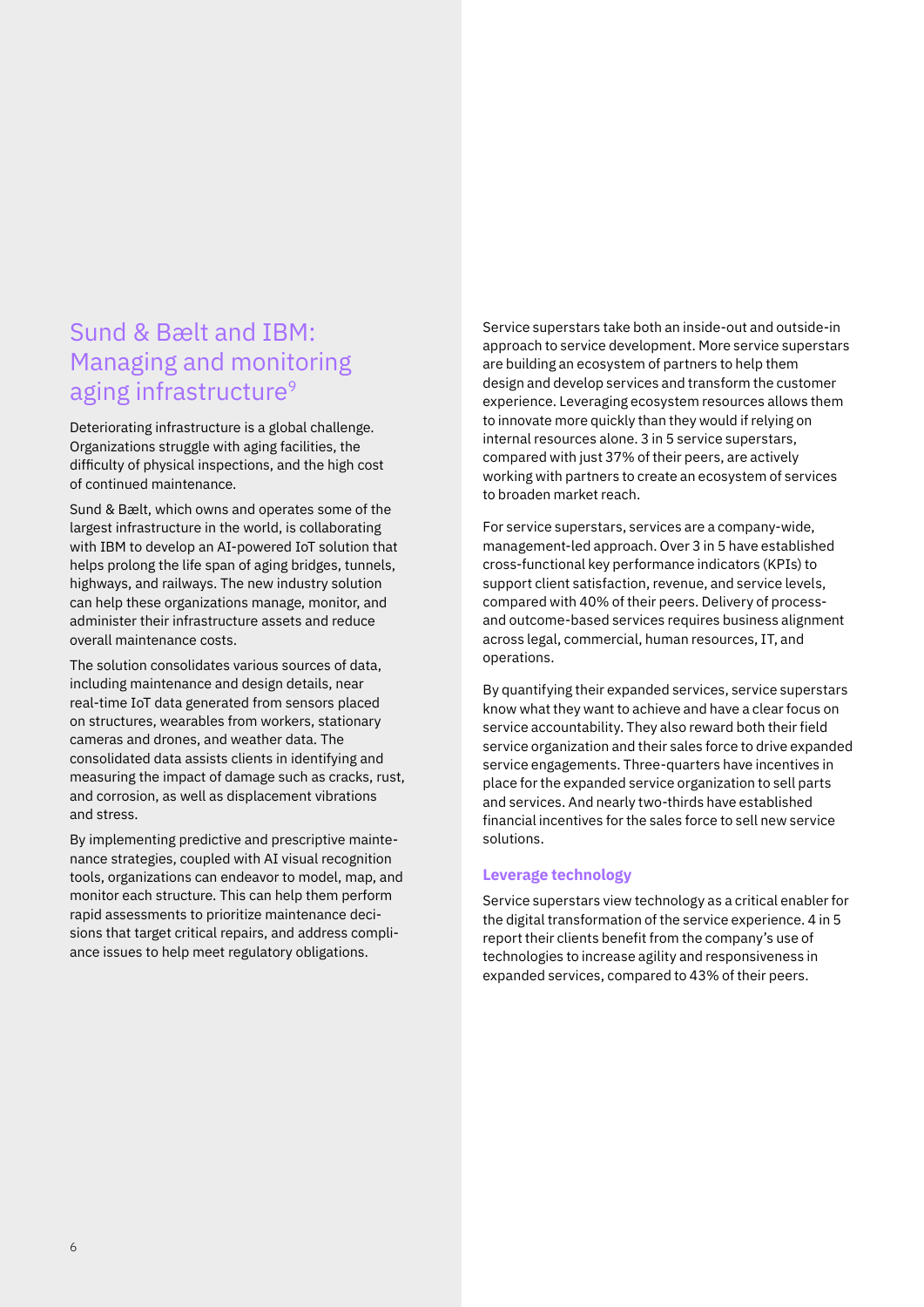## Sund & Bælt and IBM: Managing and monitoring aging infrastructure[9]

Deteriorating infrastructure is a global challenge. Organizations struggle with aging facilities, the difficulty of physical inspections, and the high cost of continued maintenance.

Sund & Bælt, which owns and operates some of the largest infrastructure in the world, is collaborating with IBM to develop an AI-powered IoT solution that helps prolong the life span of aging bridges, tunnels, highways, and railways. The new industry solution can help these organizations manage, monitor, and administer their infrastructure assets and reduce overall maintenance costs.

The solution consolidates various sources of data, including maintenance and design details, near real-time IoT data generated from sensors placed on structures, wearables from workers, stationary cameras and drones, and weather data. The consolidated data assists clients in identifying and measuring the impact of damage such as cracks, rust, and corrosion, as well as displacement vibrations and stress.

By implementing predictive and prescriptive maintenance strategies, coupled with AI visual recognition tools, organizations can endeavor to model, map, and monitor each structure. This can help them perform rapid assessments to prioritize maintenance decisions that target critical repairs, and address compliance issues to help meet regulatory obligations.

Service superstars take both an inside-out and outside-in approach to service development. More service superstars are building an ecosystem of partners to help them design and develop services and transform the customer experience. Leveraging ecosystem resources allows them to innovate more quickly than they would if relying on internal resources alone. 3 in 5 service superstars, compared with just 37% of their peers, are actively working with partners to create an ecosystem of services to broaden market reach.

For service superstars, services are a company-wide, management-led approach. Over 3 in 5 have established cross-functional key performance indicators (KPIs) to support client satisfaction, revenue, and service levels, compared with 40% of their peers. Delivery of process- and outcome-based services requires business alignment across legal, commercial, human resources, IT, and operations.

By quantifying their expanded services, service superstars know what they want to achieve and have a clear focus on service accountability. They also reward both their field service organization and their sales force to drive expanded service engagements. Three-quarters have incentives in place for the expanded service organization to sell parts and services. And nearly two-thirds have established financial incentives for the sales force to sell new service solutions.

### Leverage technology

Service superstars view technology as a critical enabler for the digital transformation of the service experience. 4 in 5 report their clients benefit from the company's use of technologies to increase agility and responsiveness in expanded services, compared to 43% of their peers.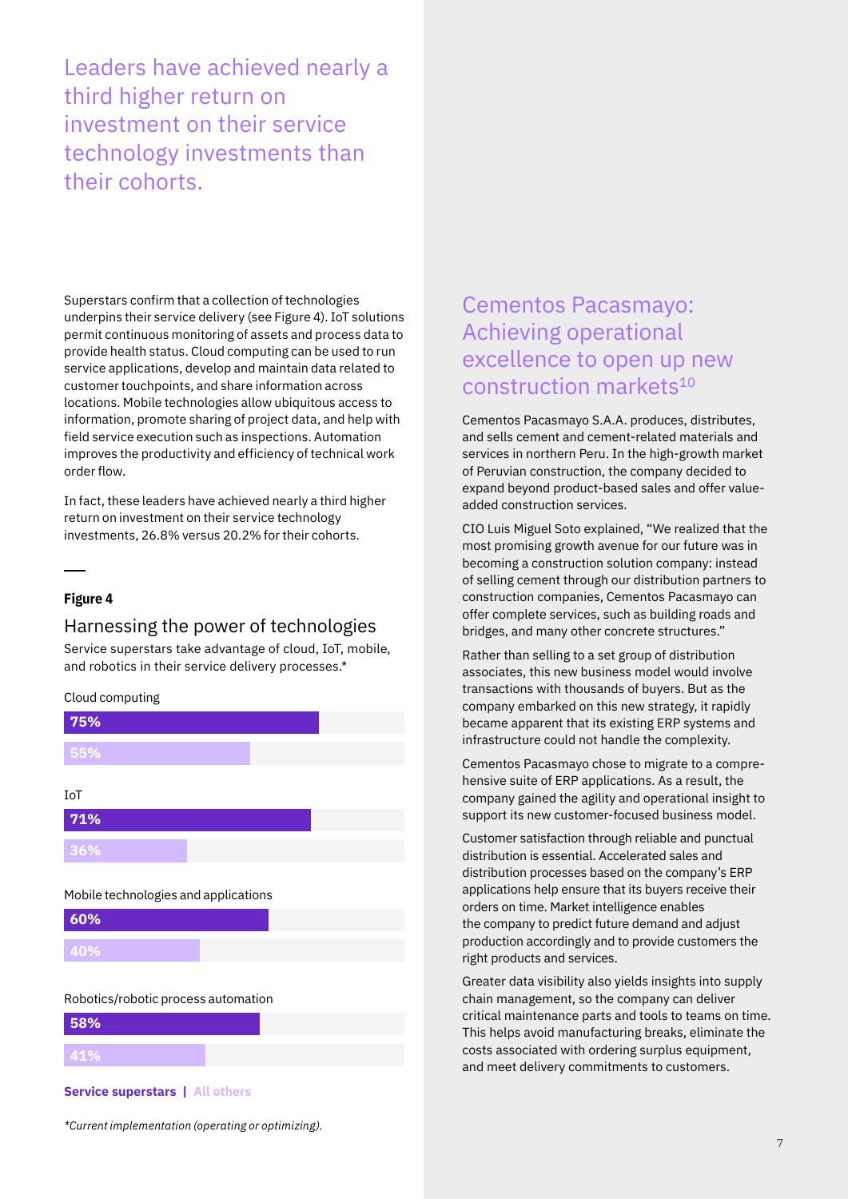## Leaders have achieved nearly a third higher return on investment on their service technology investments than their cohorts.

Superstars confirm that a collection of technologies underpins their service delivery (see Figure 4). IoT solutions permit continuous monitoring of assets and process data to provide health status. Cloud computing can be used to run service applications, develop and maintain data related to customer touchpoints, and share information across locations. Mobile technologies allow ubiquitous access to information, promote sharing of project data, and help with field service execution such as inspections. Automation improves the productivity and efficiency of technical work order flow.

In fact, these leaders have achieved nearly a third higher return on investment on their service technology investments, 26.8% versus 20.2% for their cohorts.

**Figure 4**

### Harnessing the power of technologies

Service superstars take advantage of cloud, IoT, mobile, and robotics in their service delivery processes.*

| Technology | Service superstars | All others |
|---|---|---|
| Cloud computing | 75% | 55% |
| IoT | 71% | 36% |
| Mobile technologies and applications | 60% | 40% |
| Robotics/robotic process automation | 58% | 41% |

*Current implementation (operating or optimizing).

## Cementos Pacasmayo: Achieving operational excellence to open up new construction markets[10]

Cementos Pacasmayo S.A.A. produces, distributes, and sells cement and cement-related materials and services in northern Peru. In the high-growth market of Peruvian construction, the company decided to expand beyond product-based sales and offer value-added construction services.

CIO Luis Miguel Soto explained, "We realized that the most promising growth avenue for our future was in becoming a construction solution company: instead of selling cement through our distribution partners to construction companies, Cementos Pacasmayo can offer complete services, such as building roads and bridges, and many other concrete structures."

Rather than selling to a set group of distribution associates, this new business model would involve transactions with thousands of buyers. But as the company embarked on this new strategy, it rapidly became apparent that its existing ERP systems and infrastructure could not handle the complexity.

Cementos Pacasmayo chose to migrate to a comprehensive suite of ERP applications. As a result, the company gained the agility and operational insight to support its new customer-focused business model.

Customer satisfaction through reliable and punctual distribution is essential. Accelerated sales and distribution processes based on the company's ERP applications help ensure that its buyers receive their orders on time. Market intelligence enables the company to predict future demand and adjust production accordingly and to provide customers the right products and services.

Greater data visibility also yields insights into supply chain management, so the company can deliver critical maintenance parts and tools to teams on time. This helps avoid manufacturing breaks, eliminate the costs associated with ordering surplus equipment, and meet delivery commitments to customers.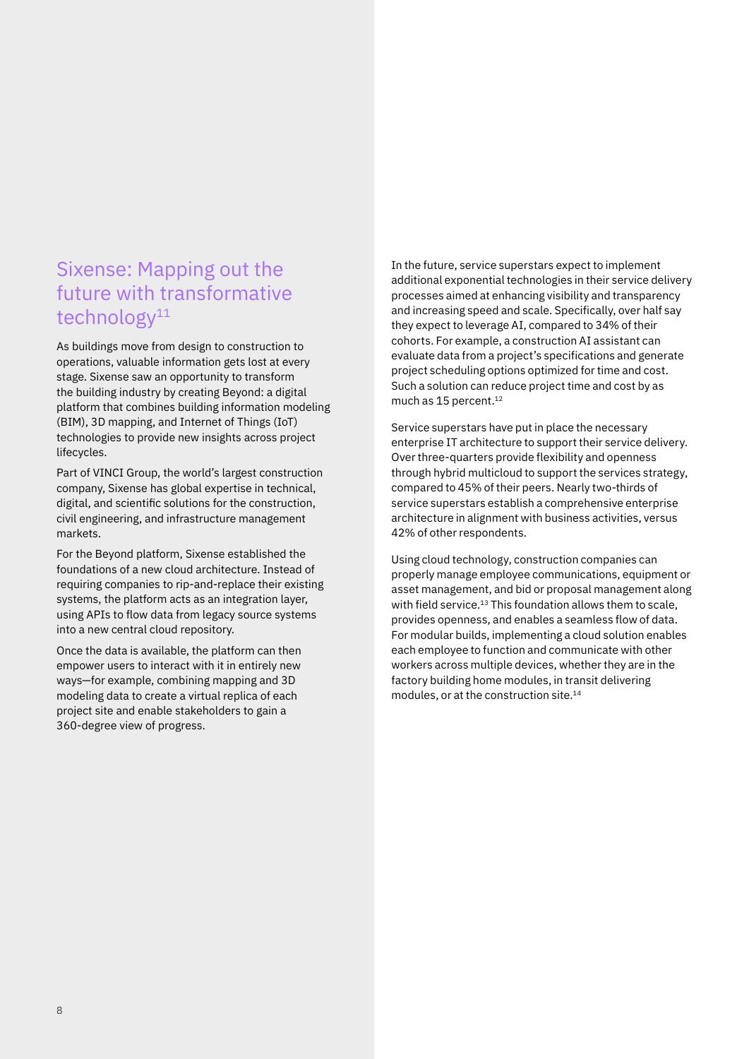## Sixense: Mapping out the future with transformative technology[11]

As buildings move from design to construction to operations, valuable information gets lost at every stage. Sixense saw an opportunity to transform the building industry by creating Beyond: a digital platform that combines building information modeling (BIM), 3D mapping, and Internet of Things (IoT) technologies to provide new insights across project lifecycles.

Part of VINCI Group, the world's largest construction company, Sixense has global expertise in technical, digital, and scientific solutions for the construction, civil engineering, and infrastructure management markets.

For the Beyond platform, Sixense established the foundations of a new cloud architecture. Instead of requiring companies to rip-and-replace their existing systems, the platform acts as an integration layer, using APIs to flow data from legacy source systems into a new central cloud repository.

Once the data is available, the platform can then empower users to interact with it in entirely new ways—for example, combining mapping and 3D modeling data to create a virtual replica of each project site and enable stakeholders to gain a 360-degree view of progress.

In the future, service superstars expect to implement additional exponential technologies in their service delivery processes aimed at enhancing visibility and transparency and increasing speed and scale. Specifically, over half say they expect to leverage AI, compared to 34% of their cohorts. For example, a construction AI assistant can evaluate data from a project's specifications and generate project scheduling options optimized for time and cost. Such a solution can reduce project time and cost by as much as 15 percent.[12]

Service superstars have put in place the necessary enterprise IT architecture to support their service delivery. Over three-quarters provide flexibility and openness through hybrid multicloud to support the services strategy, compared to 45% of their peers. Nearly two-thirds of service superstars establish a comprehensive enterprise architecture in alignment with business activities, versus 42% of other respondents.

Using cloud technology, construction companies can properly manage employee communications, equipment or asset management, and bid or proposal management along with field service.[13] This foundation allows them to scale, provides openness, and enables a seamless flow of data. For modular builds, implementing a cloud solution enables each employee to function and communicate with other workers across multiple devices, whether they are in the factory building home modules, in transit delivering modules, or at the construction site.[14]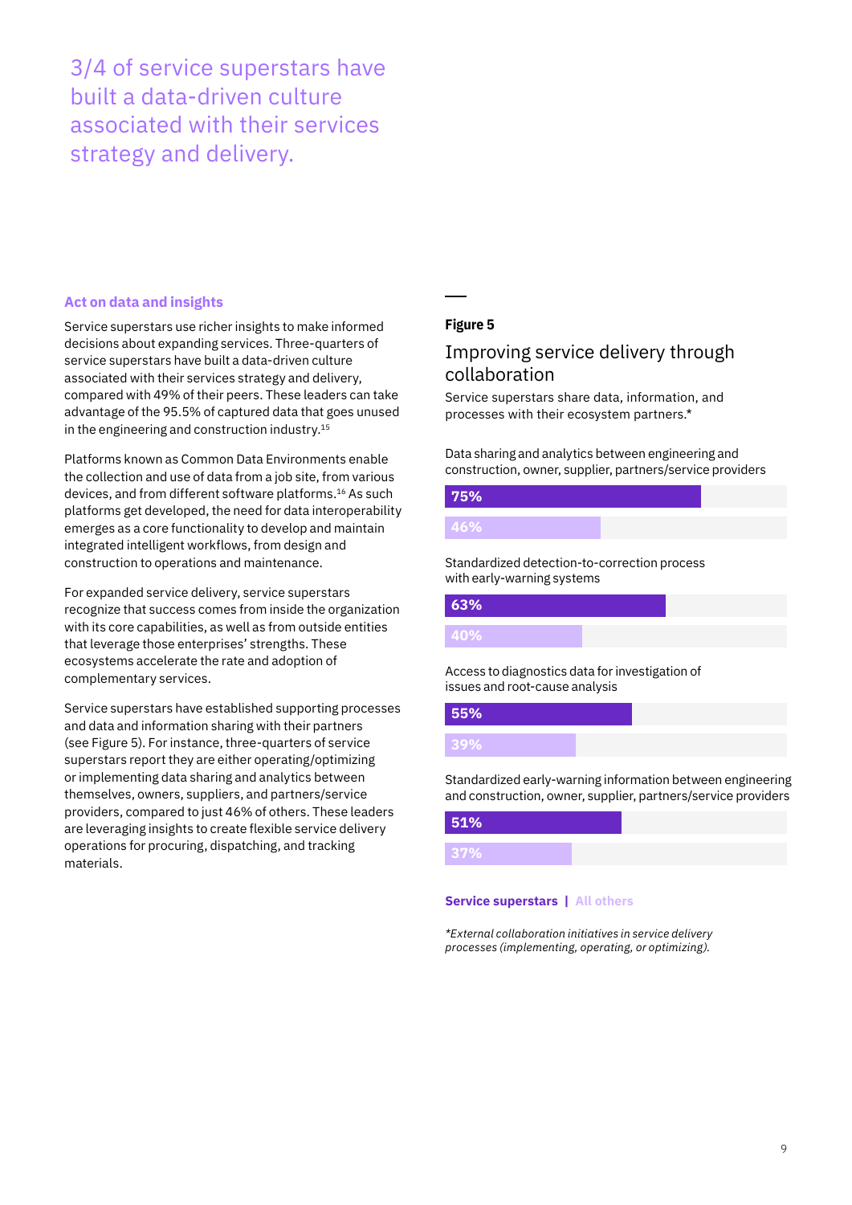3/4 of service superstars have built a data-driven culture associated with their services strategy and delivery.

### Act on data and insights

Service superstars use richer insights to make informed decisions about expanding services. Three-quarters of service superstars have built a data-driven culture associated with their services strategy and delivery, compared with 49% of their peers. These leaders can take advantage of the 95.5% of captured data that goes unused in the engineering and construction industry.[15]

Platforms known as Common Data Environments enable the collection and use of data from a job site, from various devices, and from different software platforms.[16] As such platforms get developed, the need for data interoperability emerges as a core functionality to develop and maintain integrated intelligent workflows, from design and construction to operations and maintenance.

For expanded service delivery, service superstars recognize that success comes from inside the organization with its core capabilities, as well as from outside entities that leverage those enterprises' strengths. These ecosystems accelerate the rate and adoption of complementary services.

Service superstars have established supporting processes and data and information sharing with their partners (see Figure 5). For instance, three-quarters of service superstars report they are either operating/optimizing or implementing data sharing and analytics between themselves, owners, suppliers, and partners/service providers, compared to just 46% of others. These leaders are leveraging insights to create flexible service delivery operations for procuring, dispatching, and tracking materials.

**Figure 5**

## Improving service delivery through collaboration

Service superstars share data, information, and processes with their ecosystem partners.*

| | Service superstars | All others |
|---|---|---|
| Data sharing and analytics between engineering and construction, owner, supplier, partners/service providers | 75% | 46% |
| Standardized detection-to-correction process with early-warning systems | 63% | 40% |
| Access to diagnostics data for investigation of issues and root-cause analysis | 55% | 39% |
| Standardized early-warning information between engineering and construction, owner, supplier, partners/service providers | 51% | 37% |

**Service superstars** | All others

*\*External collaboration initiatives in service delivery processes (implementing, operating, or optimizing).*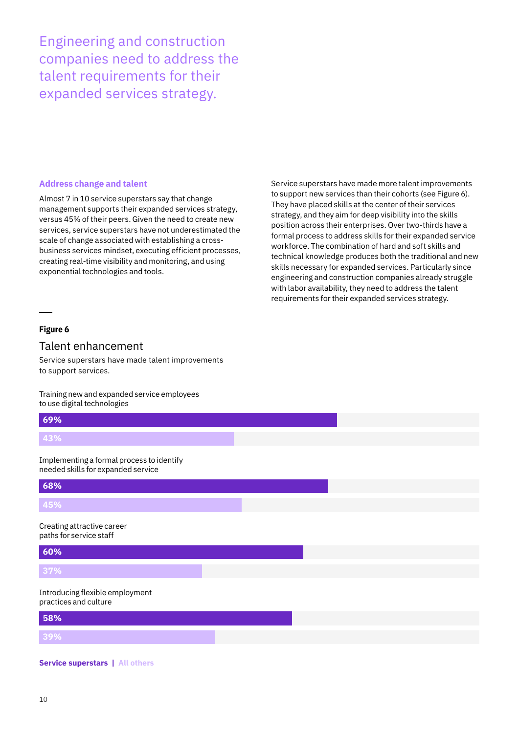# Engineering and construction companies need to address the talent requirements for their expanded services strategy.

### Address change and talent

Almost 7 in 10 service superstars say that change management supports their expanded services strategy, versus 45% of their peers. Given the need to create new services, service superstars have not underestimated the scale of change associated with establishing a cross-business services mindset, executing efficient processes, creating real-time visibility and monitoring, and using exponential technologies and tools.

Service superstars have made more talent improvements to support new services than their cohorts (see Figure 6). They have placed skills at the center of their services strategy, and they aim for deep visibility into the skills position across their enterprises. Over two-thirds have a formal process to address skills for their expanded service workforce. The combination of hard and soft skills and technical knowledge produces both the traditional and new skills necessary for expanded services. Particularly since engineering and construction companies already struggle with labor availability, they need to address the talent requirements for their expanded services strategy.

**Figure 6**

## Talent enhancement

Service superstars have made talent improvements to support services.

| | Service superstars | All others |
|---|---|---|
| Training new and expanded service employees to use digital technologies | 69% | 43% |
| Implementing a formal process to identify needed skills for expanded service | 68% | 45% |
| Creating attractive career paths for service staff | 60% | 37% |
| Introducing flexible employment practices and culture | 58% | 39% |

**Service superstars** | All others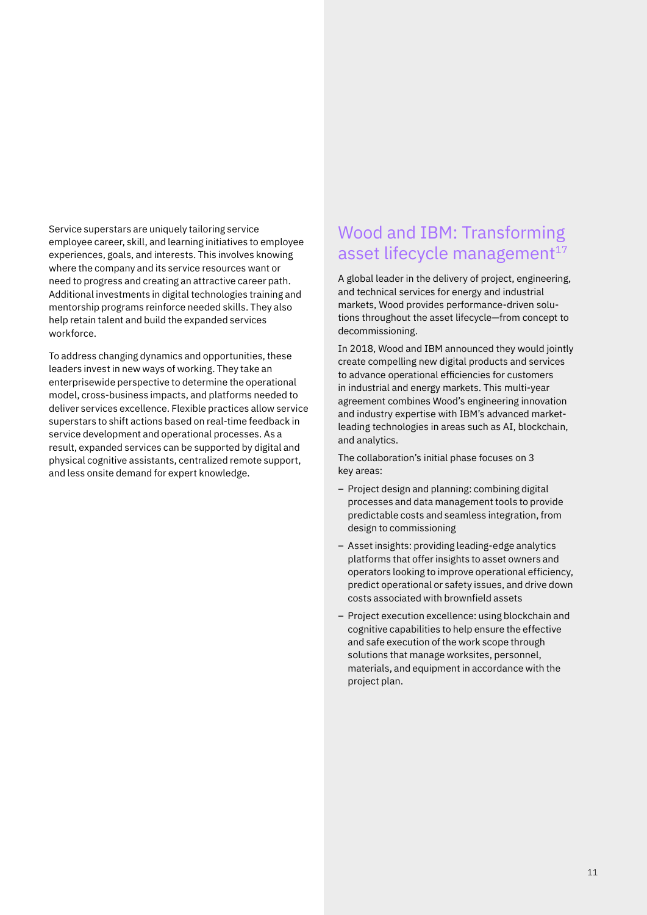Service superstars are uniquely tailoring service employee career, skill, and learning initiatives to employee experiences, goals, and interests. This involves knowing where the company and its service resources want or need to progress and creating an attractive career path. Additional investments in digital technologies training and mentorship programs reinforce needed skills. They also help retain talent and build the expanded services workforce.

To address changing dynamics and opportunities, these leaders invest in new ways of working. They take an enterprisewide perspective to determine the operational model, cross-business impacts, and platforms needed to deliver services excellence. Flexible practices allow service superstars to shift actions based on real-time feedback in service development and operational processes. As a result, expanded services can be supported by digital and physical cognitive assistants, centralized remote support, and less onsite demand for expert knowledge.

## Wood and IBM: Transforming asset lifecycle management[17]

A global leader in the delivery of project, engineering, and technical services for energy and industrial markets, Wood provides performance-driven solutions throughout the asset lifecycle—from concept to decommissioning.

In 2018, Wood and IBM announced they would jointly create compelling new digital products and services to advance operational efficiencies for customers in industrial and energy markets. This multi-year agreement combines Wood's engineering innovation and industry expertise with IBM's advanced market-leading technologies in areas such as AI, blockchain, and analytics.

The collaboration's initial phase focuses on 3 key areas:

- Project design and planning: combining digital processes and data management tools to provide predictable costs and seamless integration, from design to commissioning
- Asset insights: providing leading-edge analytics platforms that offer insights to asset owners and operators looking to improve operational efficiency, predict operational or safety issues, and drive down costs associated with brownfield assets
- Project execution excellence: using blockchain and cognitive capabilities to help ensure the effective and safe execution of the work scope through solutions that manage worksites, personnel, materials, and equipment in accordance with the project plan.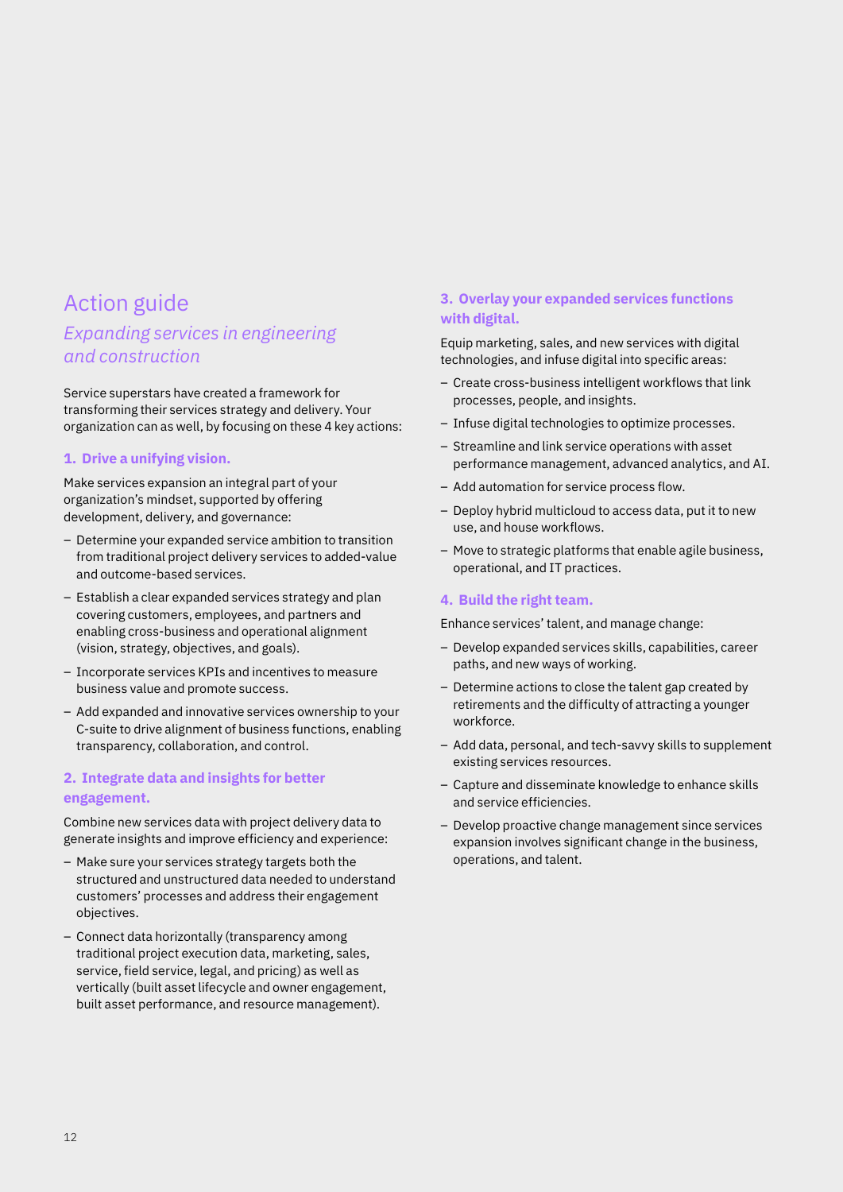# Action guide

## *Expanding services in engineering and construction*

Service superstars have created a framework for transforming their services strategy and delivery. Your organization can as well, by focusing on these 4 key actions:

### 1. Drive a unifying vision.

Make services expansion an integral part of your organization's mindset, supported by offering development, delivery, and governance:

- Determine your expanded service ambition to transition from traditional project delivery services to added-value and outcome-based services.
- Establish a clear expanded services strategy and plan covering customers, employees, and partners and enabling cross-business and operational alignment (vision, strategy, objectives, and goals).
- Incorporate services KPIs and incentives to measure business value and promote success.
- Add expanded and innovative services ownership to your C-suite to drive alignment of business functions, enabling transparency, collaboration, and control.

### 2. Integrate data and insights for better engagement.

Combine new services data with project delivery data to generate insights and improve efficiency and experience:

- Make sure your services strategy targets both the structured and unstructured data needed to understand customers' processes and address their engagement objectives.
- Connect data horizontally (transparency among traditional project execution data, marketing, sales, service, field service, legal, and pricing) as well as vertically (built asset lifecycle and owner engagement, built asset performance, and resource management).

### 3. Overlay your expanded services functions with digital.

Equip marketing, sales, and new services with digital technologies, and infuse digital into specific areas:

- Create cross-business intelligent workflows that link processes, people, and insights.
- Infuse digital technologies to optimize processes.
- Streamline and link service operations with asset performance management, advanced analytics, and AI.
- Add automation for service process flow.
- Deploy hybrid multicloud to access data, put it to new use, and house workflows.
- Move to strategic platforms that enable agile business, operational, and IT practices.

### 4. Build the right team.

Enhance services' talent, and manage change:

- Develop expanded services skills, capabilities, career paths, and new ways of working.
- Determine actions to close the talent gap created by retirements and the difficulty of attracting a younger workforce.
- Add data, personal, and tech-savvy skills to supplement existing services resources.
- Capture and disseminate knowledge to enhance skills and service efficiencies.
- Develop proactive change management since services expansion involves significant change in the business, operations, and talent.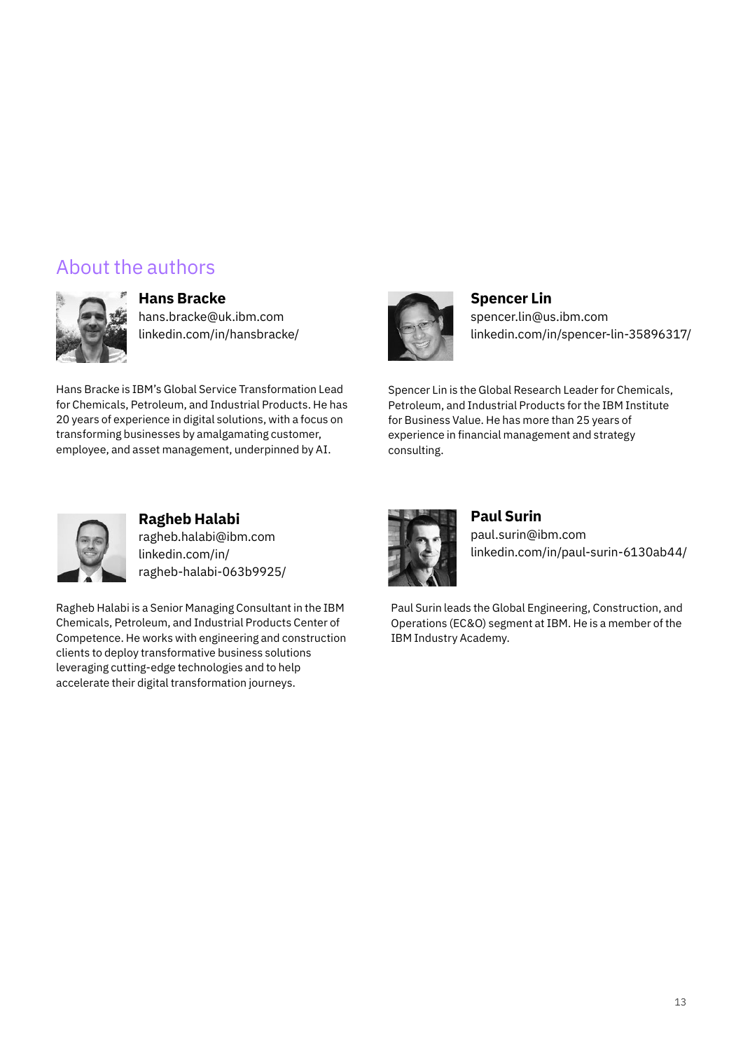## About the authors

**Hans Bracke**
hans.bracke@uk.ibm.com
linkedin.com/in/hansbracke/

Hans Bracke is IBM's Global Service Transformation Lead for Chemicals, Petroleum, and Industrial Products. He has 20 years of experience in digital solutions, with a focus on transforming businesses by amalgamating customer, employee, and asset management, underpinned by AI.

**Spencer Lin**
spencer.lin@us.ibm.com
linkedin.com/in/spencer-lin-35896317/

Spencer Lin is the Global Research Leader for Chemicals, Petroleum, and Industrial Products for the IBM Institute for Business Value. He has more than 25 years of experience in financial management and strategy consulting.

**Ragheb Halabi**
ragheb.halabi@ibm.com
linkedin.com/in/ragheb-halabi-063b9925/

Ragheb Halabi is a Senior Managing Consultant in the IBM Chemicals, Petroleum, and Industrial Products Center of Competence. He works with engineering and construction clients to deploy transformative business solutions leveraging cutting-edge technologies and to help accelerate their digital transformation journeys.

**Paul Surin**
paul.surin@ibm.com
linkedin.com/in/paul-surin-6130ab44/

Paul Surin leads the Global Engineering, Construction, and Operations (EC&O) segment at IBM. He is a member of the IBM Industry Academy.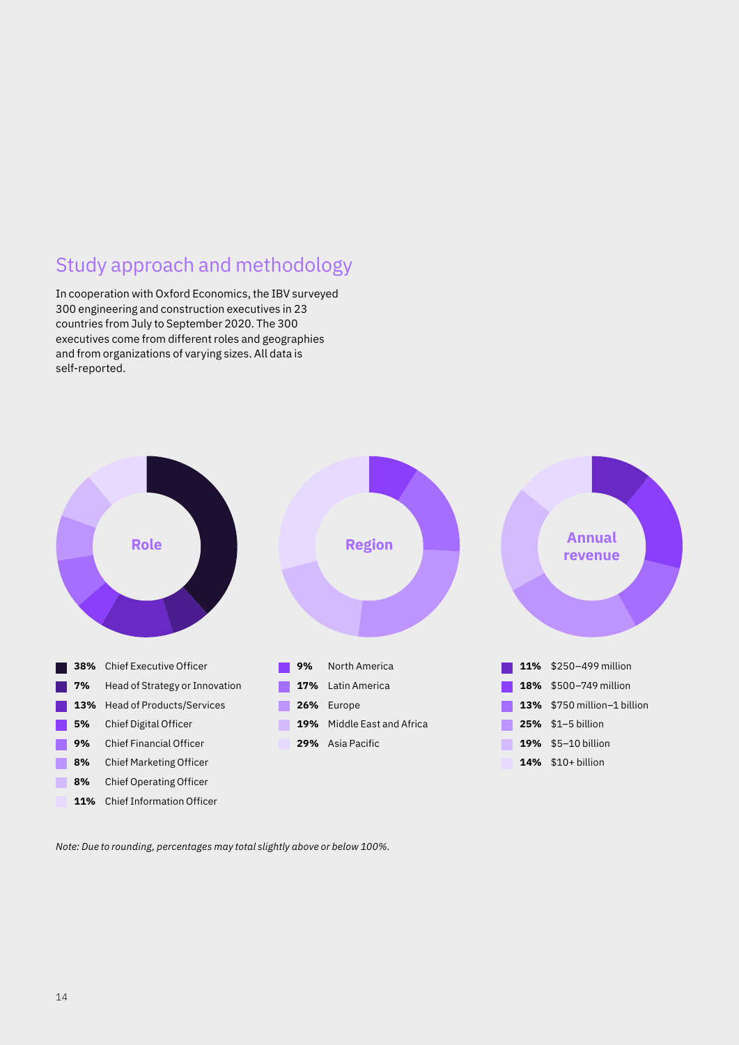## Study approach and methodology

In cooperation with Oxford Economics, the IBV surveyed 300 engineering and construction executives in 23 countries from July to September 2020. The 300 executives come from different roles and geographies and from organizations of varying sizes. All data is self-reported.

**Role**

- **38%** Chief Executive Officer
- **7%** Head of Strategy or Innovation
- **13%** Head of Products/Services
- **5%** Chief Digital Officer
- **9%** Chief Financial Officer
- **8%** Chief Marketing Officer
- **8%** Chief Operating Officer
- **11%** Chief Information Officer

**Region**

- **9%** North America
- **17%** Latin America
- **26%** Europe
- **19%** Middle East and Africa
- **29%** Asia Pacific

**Annual revenue**

- **11%** $250–499 million
- **18%** $500–749 million
- **13%** $750 million–1 billion
- **25%** $1–5 billion
- **19%** $5–10 billion
- **14%** $10+ billion

*Note: Due to rounding, percentages may total slightly above or below 100%.*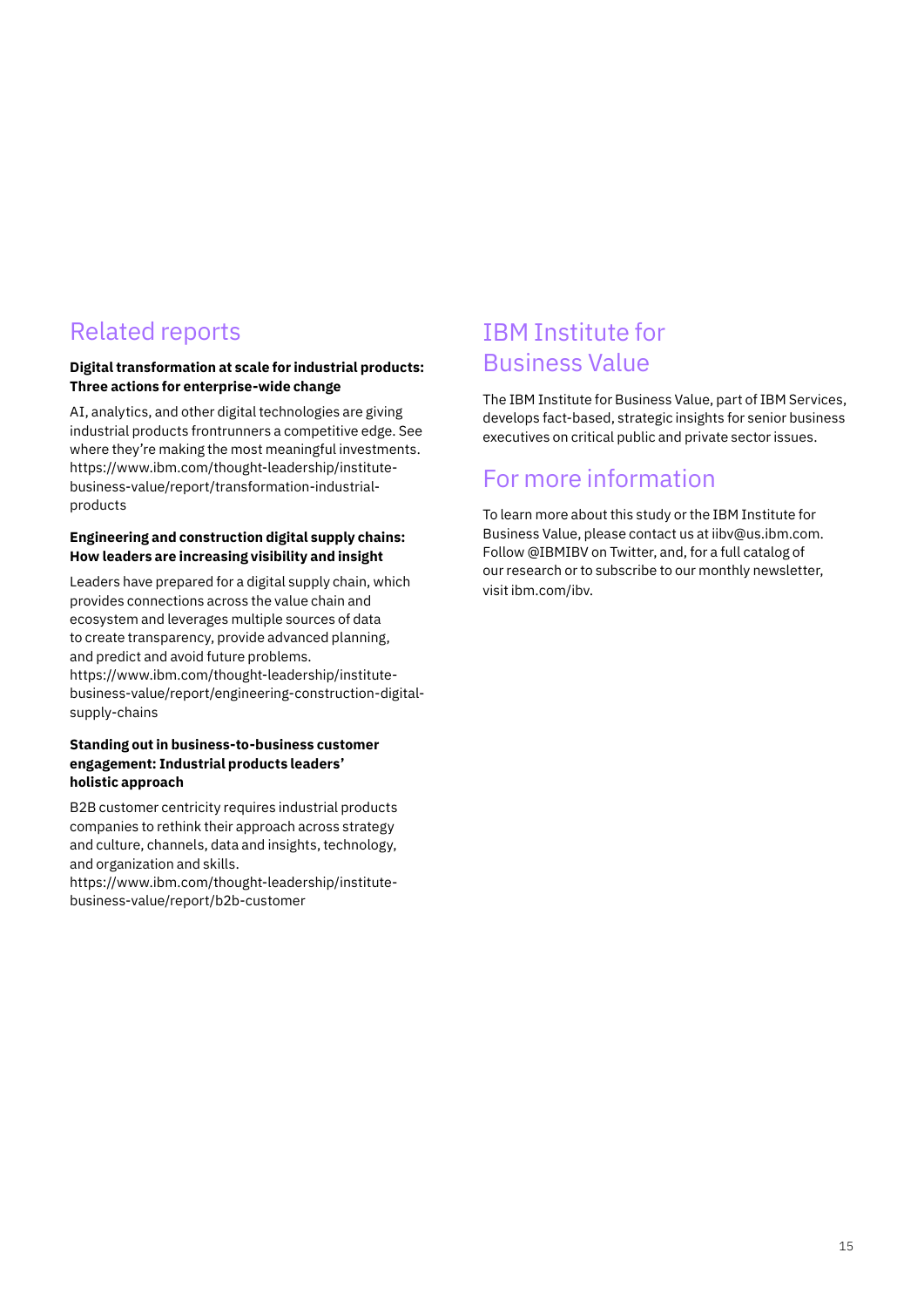## Related reports

**Digital transformation at scale for industrial products: Three actions for enterprise-wide change**

AI, analytics, and other digital technologies are giving industrial products frontrunners a competitive edge. See where they're making the most meaningful investments. https://www.ibm.com/thought-leadership/institute-business-value/report/transformation-industrial-products

**Engineering and construction digital supply chains: How leaders are increasing visibility and insight**

Leaders have prepared for a digital supply chain, which provides connections across the value chain and ecosystem and leverages multiple sources of data to create transparency, provide advanced planning, and predict and avoid future problems. https://www.ibm.com/thought-leadership/institute-business-value/report/engineering-construction-digital-supply-chains

**Standing out in business-to-business customer engagement: Industrial products leaders' holistic approach**

B2B customer centricity requires industrial products companies to rethink their approach across strategy and culture, channels, data and insights, technology, and organization and skills. https://www.ibm.com/thought-leadership/institute-business-value/report/b2b-customer

## IBM Institute for Business Value

The IBM Institute for Business Value, part of IBM Services, develops fact-based, strategic insights for senior business executives on critical public and private sector issues.

## For more information

To learn more about this study or the IBM Institute for Business Value, please contact us at iibv@us.ibm.com. Follow @IBMIBV on Twitter, and, for a full catalog of our research or to subscribe to our monthly newsletter, visit ibm.com/ibv.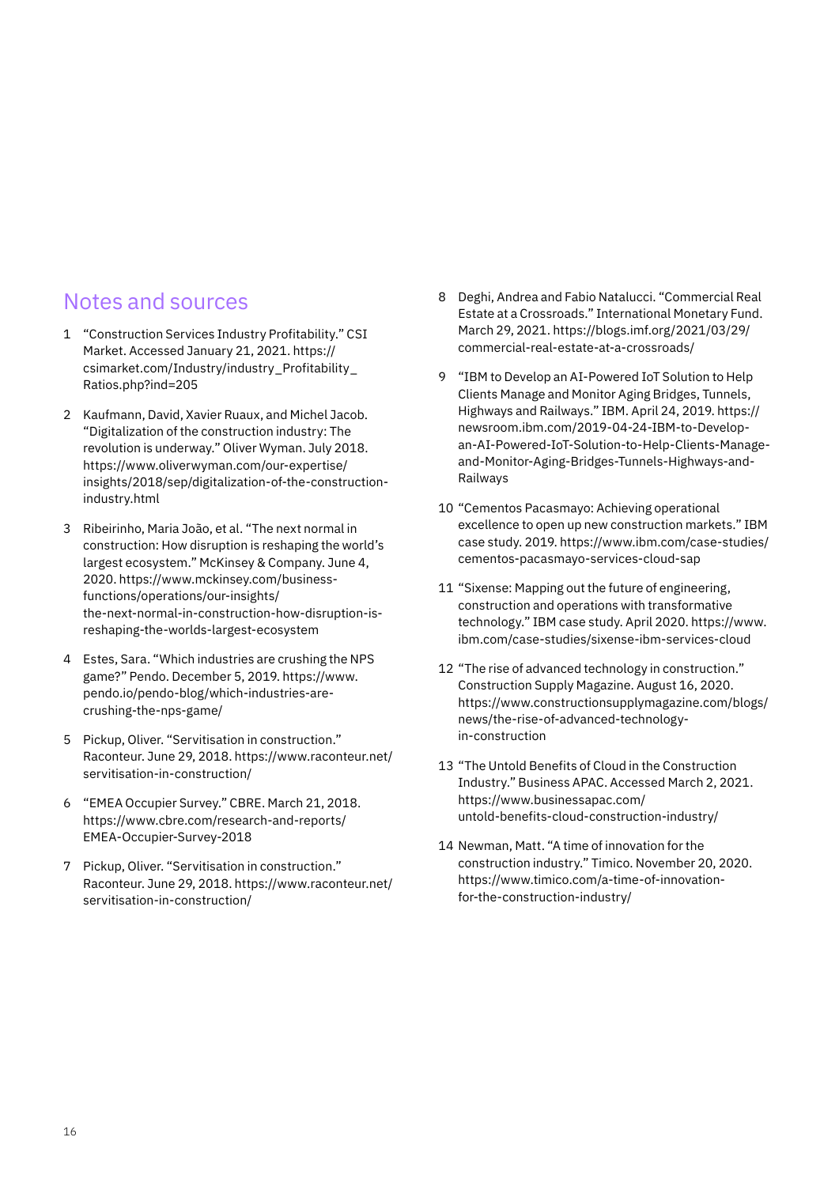## Notes and sources

1. "Construction Services Industry Profitability." CSI Market. Accessed January 21, 2021. https://csimarket.com/Industry/industry_Profitability_Ratios.php?ind=205
2. Kaufmann, David, Xavier Ruaux, and Michel Jacob. "Digitalization of the construction industry: The revolution is underway." Oliver Wyman. July 2018. https://www.oliverwyman.com/our-expertise/insights/2018/sep/digitalization-of-the-construction-industry.html
3. Ribeirinho, Maria João, et al. "The next normal in construction: How disruption is reshaping the world's largest ecosystem." McKinsey & Company. June 4, 2020. https://www.mckinsey.com/business-functions/operations/our-insights/the-next-normal-in-construction-how-disruption-is-reshaping-the-worlds-largest-ecosystem
4. Estes, Sara. "Which industries are crushing the NPS game?" Pendo. December 5, 2019. https://www.pendo.io/pendo-blog/which-industries-are-crushing-the-nps-game/
5. Pickup, Oliver. "Servitisation in construction." Raconteur. June 29, 2018. https://www.raconteur.net/servitisation-in-construction/
6. "EMEA Occupier Survey." CBRE. March 21, 2018. https://www.cbre.com/research-and-reports/EMEA-Occupier-Survey-2018
7. Pickup, Oliver. "Servitisation in construction." Raconteur. June 29, 2018. https://www.raconteur.net/servitisation-in-construction/
8. Deghi, Andrea and Fabio Natalucci. "Commercial Real Estate at a Crossroads." International Monetary Fund. March 29, 2021. https://blogs.imf.org/2021/03/29/commercial-real-estate-at-a-crossroads/
9. "IBM to Develop an AI-Powered IoT Solution to Help Clients Manage and Monitor Aging Bridges, Tunnels, Highways and Railways." IBM. April 24, 2019. https://newsroom.ibm.com/2019-04-24-IBM-to-Develop-an-AI-Powered-IoT-Solution-to-Help-Clients-Manage-and-Monitor-Aging-Bridges-Tunnels-Highways-and-Railways
10. "Cementos Pacasmayo: Achieving operational excellence to open up new construction markets." IBM case study. 2019. https://www.ibm.com/case-studies/cementos-pacasmayo-services-cloud-sap
11. "Sixense: Mapping out the future of engineering, construction and operations with transformative technology." IBM case study. April 2020. https://www.ibm.com/case-studies/sixense-ibm-services-cloud
12. "The rise of advanced technology in construction." Construction Supply Magazine. August 16, 2020. https://www.constructionsupplymagazine.com/blogs/news/the-rise-of-advanced-technology-in-construction
13. "The Untold Benefits of Cloud in the Construction Industry." Business APAC. Accessed March 2, 2021. https://www.businessapac.com/untold-benefits-cloud-construction-industry/
14. Newman, Matt. "A time of innovation for the construction industry." Timico. November 20, 2020. https://www.timico.com/a-time-of-innovation-for-the-construction-industry/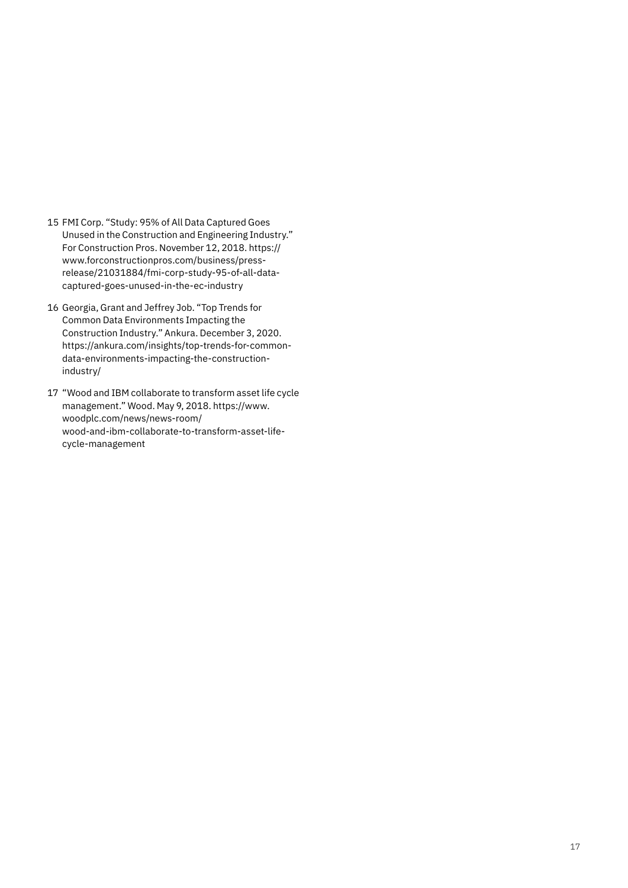15 FMI Corp. "Study: 95% of All Data Captured Goes Unused in the Construction and Engineering Industry." For Construction Pros. November 12, 2018. https://www.forconstructionpros.com/business/press-release/21031884/fmi-corp-study-95-of-all-data-captured-goes-unused-in-the-ec-industry

16 Georgia, Grant and Jeffrey Job. "Top Trends for Common Data Environments Impacting the Construction Industry." Ankura. December 3, 2020. https://ankura.com/insights/top-trends-for-common-data-environments-impacting-the-construction-industry/

17 "Wood and IBM collaborate to transform asset life cycle management." Wood. May 9, 2018. https://www.woodplc.com/news/news-room/wood-and-ibm-collaborate-to-transform-asset-life-cycle-management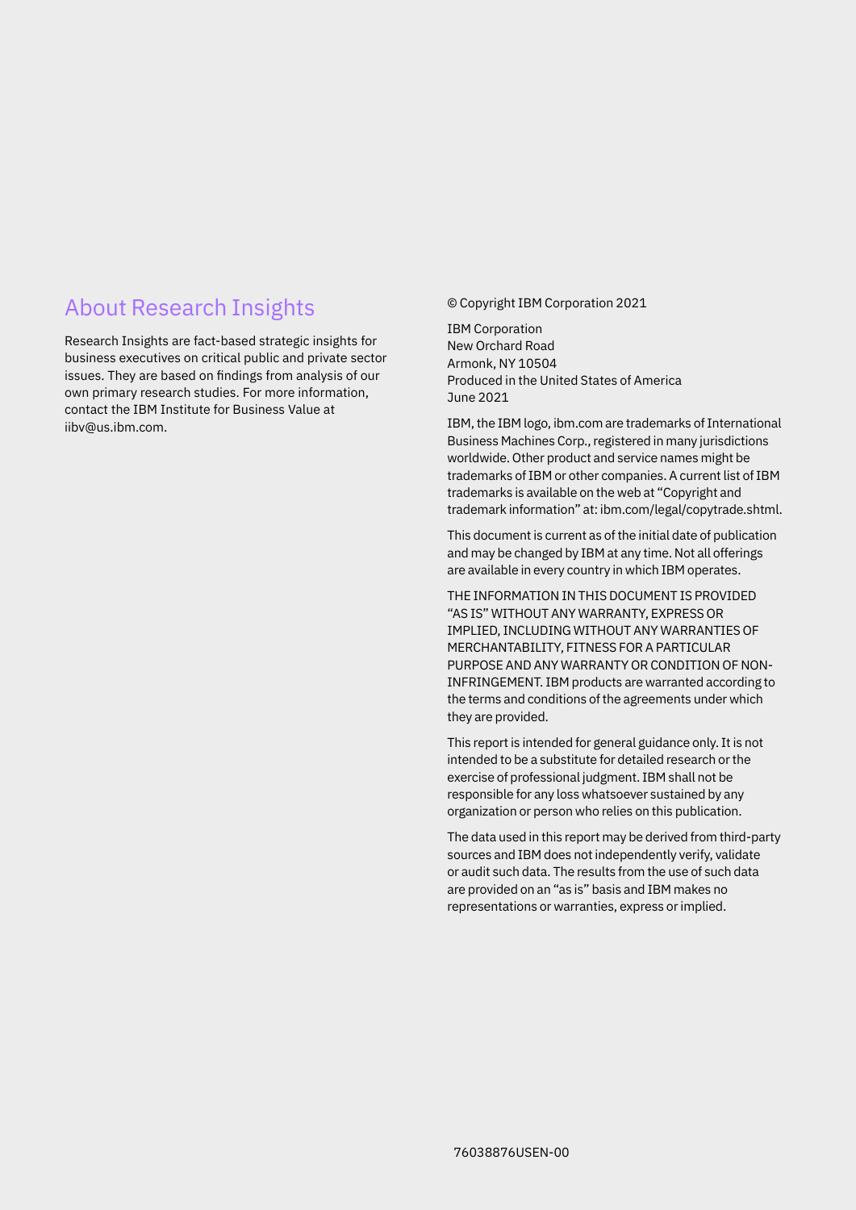## About Research Insights

Research Insights are fact-based strategic insights for business executives on critical public and private sector issues. They are based on findings from analysis of our own primary research studies. For more information, contact the IBM Institute for Business Value at iibv@us.ibm.com.

© Copyright IBM Corporation 2021

IBM Corporation
New Orchard Road
Armonk, NY 10504
Produced in the United States of America
June 2021

IBM, the IBM logo, ibm.com are trademarks of International Business Machines Corp., registered in many jurisdictions worldwide. Other product and service names might be trademarks of IBM or other companies. A current list of IBM trademarks is available on the web at "Copyright and trademark information" at: ibm.com/legal/copytrade.shtml.

This document is current as of the initial date of publication and may be changed by IBM at any time. Not all offerings are available in every country in which IBM operates.

THE INFORMATION IN THIS DOCUMENT IS PROVIDED "AS IS" WITHOUT ANY WARRANTY, EXPRESS OR IMPLIED, INCLUDING WITHOUT ANY WARRANTIES OF MERCHANTABILITY, FITNESS FOR A PARTICULAR PURPOSE AND ANY WARRANTY OR CONDITION OF NON-INFRINGEMENT. IBM products are warranted according to the terms and conditions of the agreements under which they are provided.

This report is intended for general guidance only. It is not intended to be a substitute for detailed research or the exercise of professional judgment. IBM shall not be responsible for any loss whatsoever sustained by any organization or person who relies on this publication.

The data used in this report may be derived from third-party sources and IBM does not independently verify, validate or audit such data. The results from the use of such data are provided on an "as is" basis and IBM makes no representations or warranties, express or implied.

76038876USEN-00